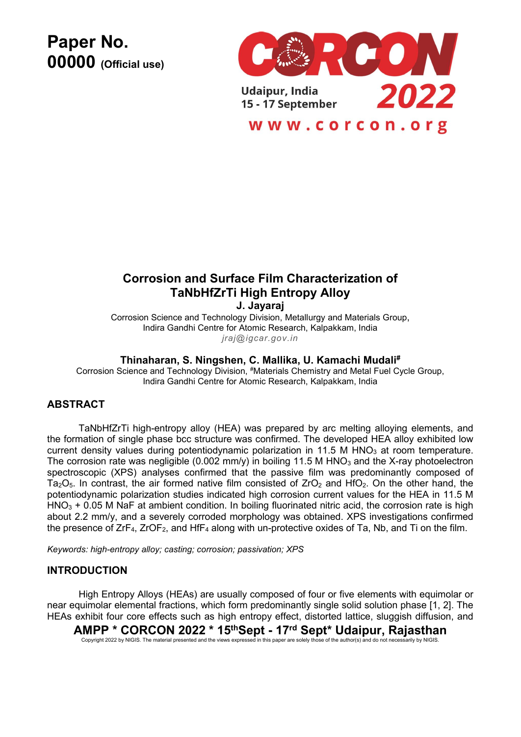Paper No.
00000 (Official use)

# Corrosion and Surface Film Characterization of TaNbHfZrTi High Entropy Alloy

**J. Jayaraj**

Corrosion Science and Technology Division, Metallurgy and Materials Group,
Indira Gandhi Centre for Atomic Research, Kalpakkam, India
*jraj@igcar.gov.in*

**Thinaharan, S. Ningshen, C. Mallika, U. Kamachi Mudali[#]**

Corrosion Science and Technology Division, [#]Materials Chemistry and Metal Fuel Cycle Group,
Indira Gandhi Centre for Atomic Research, Kalpakkam, India

## ABSTRACT

TaNbHfZrTi high-entropy alloy (HEA) was prepared by arc melting alloying elements, and the formation of single phase bcc structure was confirmed. The developed HEA alloy exhibited low current density values during potentiodynamic polarization in 11.5 M $HNO_3$ at room temperature. The corrosion rate was negligible (0.002 mm/y) in boiling 11.5 M $HNO_3$ and the X-ray photoelectron spectroscopic (XPS) analyses confirmed that the passive film was predominantly composed of $Ta_2O_5$. In contrast, the air formed native film consisted of $ZrO_2$ and $HfO_2$. On the other hand, the potentiodynamic polarization studies indicated high corrosion current values for the HEA in 11.5 M $HNO_3$ + 0.05 M NaF at ambient condition. In boiling fluorinated nitric acid, the corrosion rate is high about 2.2 mm/y, and a severely corroded morphology was obtained. XPS investigations confirmed the presence of $ZrF_4$, $ZrOF_2$, and $HfF_4$ along with un-protective oxides of Ta, Nb, and Ti on the film.

*Keywords: high-entropy alloy; casting; corrosion; passivation; XPS*

## INTRODUCTION

High Entropy Alloys (HEAs) are usually composed of four or five elements with equimolar or near equimolar elemental fractions, which form predominantly single solid solution phase [1, 2]. The HEAs exhibit four core effects such as high entropy effect, distorted lattice, sluggish diffusion, and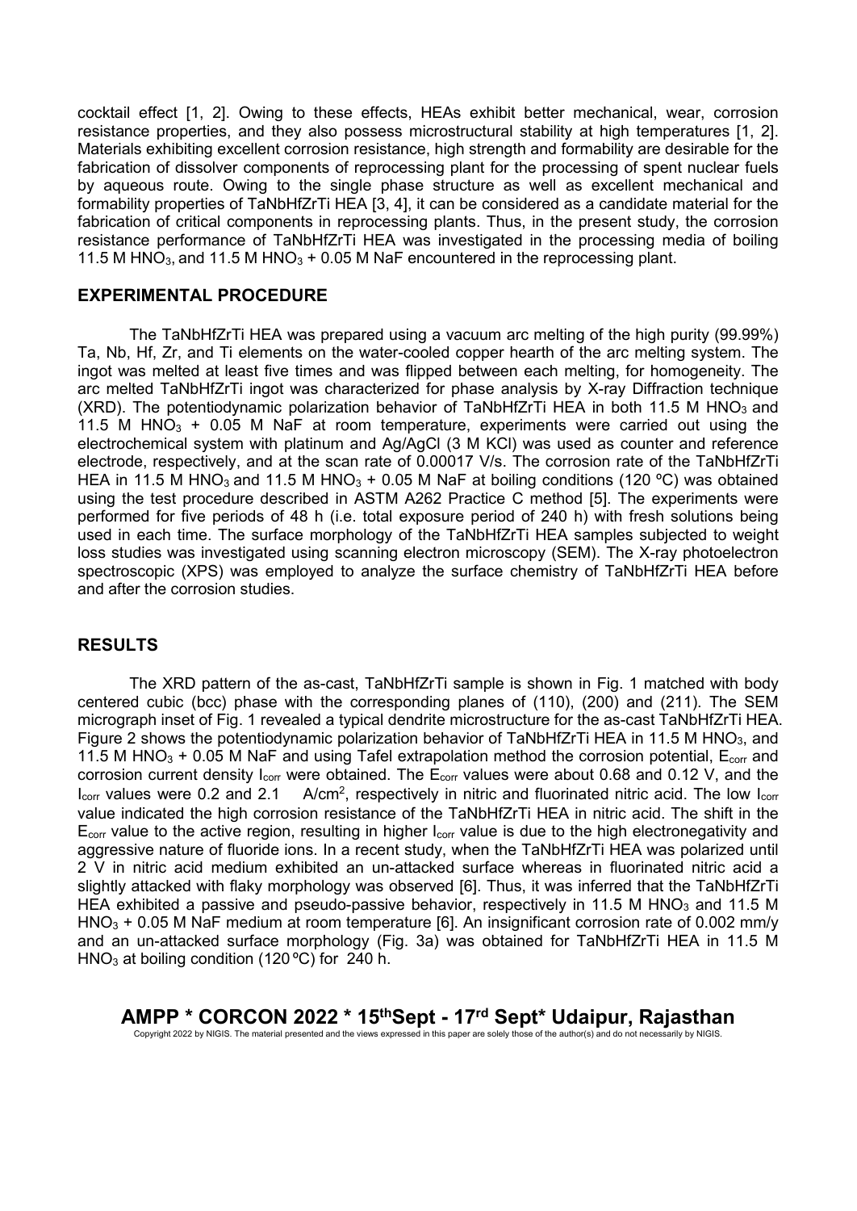cocktail effect [1, 2]. Owing to these effects, HEAs exhibit better mechanical, wear, corrosion resistance properties, and they also possess microstructural stability at high temperatures [1, 2]. Materials exhibiting excellent corrosion resistance, high strength and formability are desirable for the fabrication of dissolver components of reprocessing plant for the processing of spent nuclear fuels by aqueous route. Owing to the single phase structure as well as excellent mechanical and formability properties of TaNbHfZrTi HEA [3, 4], it can be considered as a candidate material for the fabrication of critical components in reprocessing plants. Thus, in the present study, the corrosion resistance performance of TaNbHfZrTi HEA was investigated in the processing media of boiling 11.5 M $HNO_3$, and 11.5 M $HNO_3$ + 0.05 M NaF encountered in the reprocessing plant.

## EXPERIMENTAL PROCEDURE

The TaNbHfZrTi HEA was prepared using a vacuum arc melting of the high purity (99.99%) Ta, Nb, Hf, Zr, and Ti elements on the water-cooled copper hearth of the arc melting system. The ingot was melted at least five times and was flipped between each melting, for homogeneity. The arc melted TaNbHfZrTi ingot was characterized for phase analysis by X-ray Diffraction technique (XRD). The potentiodynamic polarization behavior of TaNbHfZrTi HEA in both 11.5 M $HNO_3$ and 11.5 M $HNO_3$ + 0.05 M NaF at room temperature, experiments were carried out using the electrochemical system with platinum and Ag/AgCl (3 M KCl) was used as counter and reference electrode, respectively, and at the scan rate of 0.00017 V/s. The corrosion rate of the TaNbHfZrTi HEA in 11.5 M $HNO_3$ and 11.5 M $HNO_3$ + 0.05 M NaF at boiling conditions (120 ºC) was obtained using the test procedure described in ASTM A262 Practice C method [5]. The experiments were performed for five periods of 48 h (i.e. total exposure period of 240 h) with fresh solutions being used in each time. The surface morphology of the TaNbHfZrTi HEA samples subjected to weight loss studies was investigated using scanning electron microscopy (SEM). The X-ray photoelectron spectroscopic (XPS) was employed to analyze the surface chemistry of TaNbHfZrTi HEA before and after the corrosion studies.

## RESULTS

The XRD pattern of the as-cast, TaNbHfZrTi sample is shown in Fig. 1 matched with body centered cubic (bcc) phase with the corresponding planes of (110), (200) and (211). The SEM micrograph inset of Fig. 1 revealed a typical dendrite microstructure for the as-cast TaNbHfZrTi HEA. Figure 2 shows the potentiodynamic polarization behavior of TaNbHfZrTi HEA in 11.5 M $HNO_3$, and 11.5 M $HNO_3$ + 0.05 M NaF and using Tafel extrapolation method the corrosion potential, $E_{corr}$ and corrosion current density $I_{corr}$ were obtained. The $E_{corr}$ values were about 0.68 and 0.12 V, and the $I_{corr}$ values were 0.2 and 2.1 A/cm$^2$, respectively in nitric and fluorinated nitric acid. The low $I_{corr}$ value indicated the high corrosion resistance of the TaNbHfZrTi HEA in nitric acid. The shift in the $E_{corr}$ value to the active region, resulting in higher $I_{corr}$ value is due to the high electronegativity and aggressive nature of fluoride ions. In a recent study, when the TaNbHfZrTi HEA was polarized until 2 V in nitric acid medium exhibited an un-attacked surface whereas in fluorinated nitric acid a slightly attacked with flaky morphology was observed [6]. Thus, it was inferred that the TaNbHfZrTi HEA exhibited a passive and pseudo-passive behavior, respectively in 11.5 M $HNO_3$ and 11.5 M $HNO_3$ + 0.05 M NaF medium at room temperature [6]. An insignificant corrosion rate of 0.002 mm/y and an un-attacked surface morphology (Fig. 3a) was obtained for TaNbHfZrTi HEA in 11.5 M $HNO_3$ at boiling condition (120 ºC) for 240 h.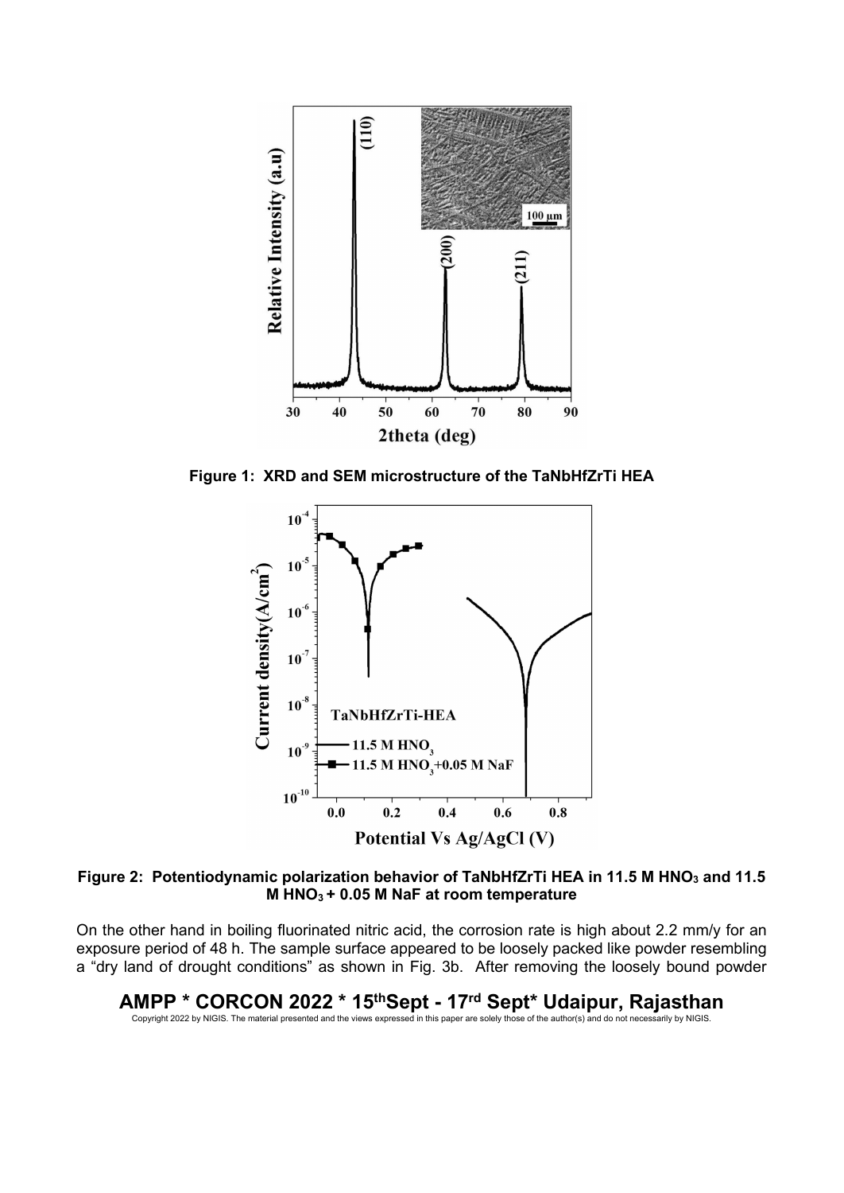**Figure 1: XRD and SEM microstructure of the TaNbHfZrTi HEA**

**Figure 2: Potentiodynamic polarization behavior of TaNbHfZrTi HEA in 11.5 M $HNO_3$ and 11.5 M $HNO_3$ + 0.05 M NaF at room temperature**

On the other hand in boiling fluorinated nitric acid, the corrosion rate is high about 2.2 mm/y for an exposure period of 48 h. The sample surface appeared to be loosely packed like powder resembling a "dry land of drought conditions" as shown in Fig. 3b. After removing the loosely bound powder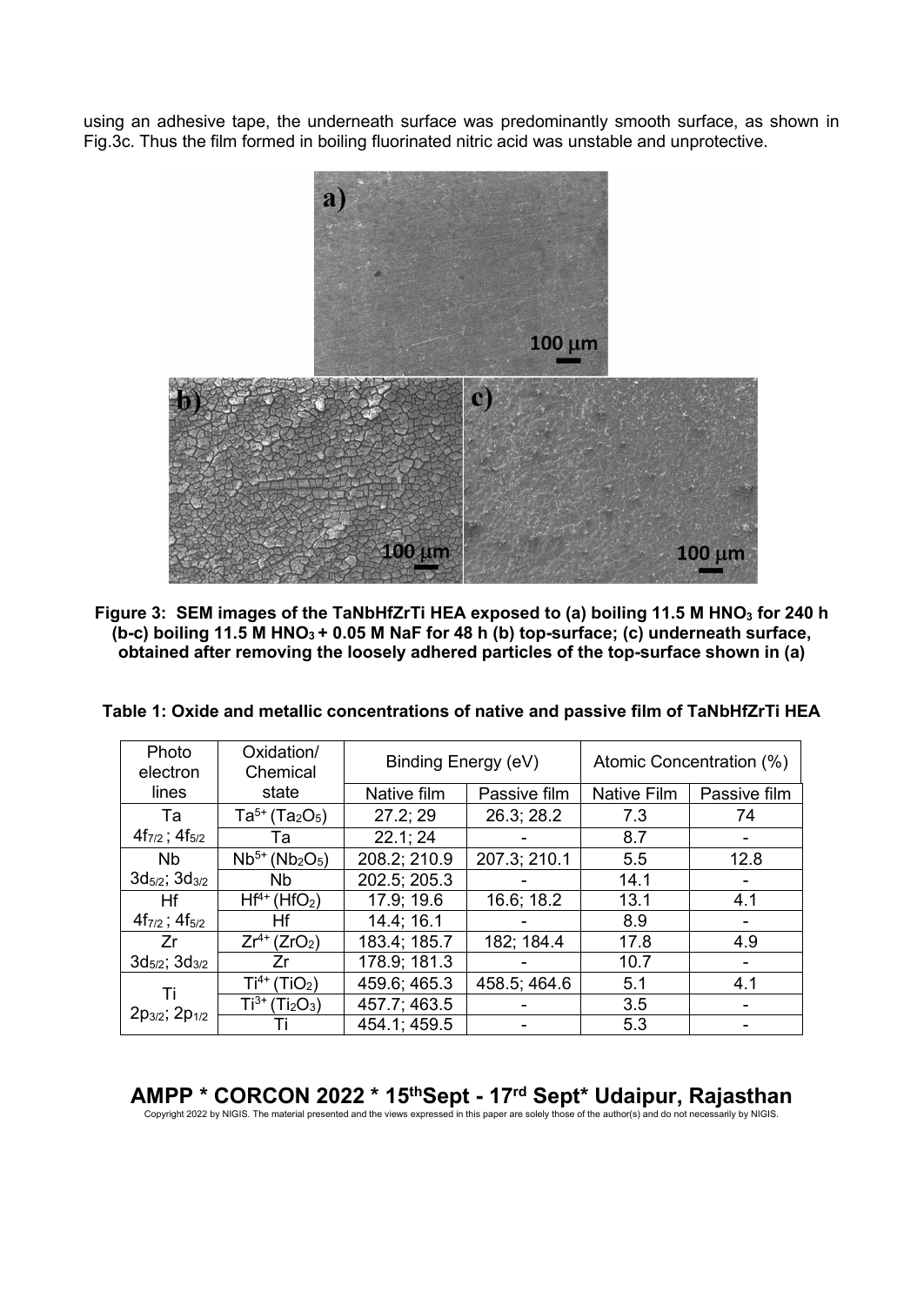using an adhesive tape, the underneath surface was predominantly smooth surface, as shown in Fig.3c. Thus the film formed in boiling fluorinated nitric acid was unstable and unprotective.

**Figure 3: SEM images of the TaNbHfZrTi HEA exposed to (a) boiling 11.5 M $HNO_3$ for 240 h (b-c) boiling 11.5 M $HNO_3$ + 0.05 M NaF for 48 h (b) top-surface; (c) underneath surface, obtained after removing the loosely adhered particles of the top-surface shown in (a)**

**Table 1: Oxide and metallic concentrations of native and passive film of TaNbHfZrTi HEA**

| Photo electron lines | Oxidation/ Chemical state | Binding Energy (eV) | | Atomic Concentration (%) | |
|---|---|---|---|---|---|
| | | Native film | Passive film | Native Film | Passive film |
| Ta $4f_{7/2}$ ; $4f_{5/2}$ | $Ta^{5+}$ ($Ta_2O_5$) | 27.2; 29 | 26.3; 28.2 | 7.3 | 74 |
| | Ta | 22.1; 24 | - | 8.7 | - |
| Nb $3d_{5/2}$; $3d_{3/2}$ | $Nb^{5+}$ ($Nb_2O_5$) | 208.2; 210.9 | 207.3; 210.1 | 5.5 | 12.8 |
| | Nb | 202.5; 205.3 | - | 14.1 | - |
| Hf $4f_{7/2}$ ; $4f_{5/2}$ | $Hf^{4+}$ ($HfO_2$) | 17.9; 19.6 | 16.6; 18.2 | 13.1 | 4.1 |
| | Hf | 14.4; 16.1 | - | 8.9 | - |
| Zr $3d_{5/2}$; $3d_{3/2}$ | $Zr^{4+}$ ($ZrO_2$) | 183.4; 185.7 | 182; 184.4 | 17.8 | 4.9 |
| | Zr | 178.9; 181.3 | - | 10.7 | - |
| Ti $2p_{3/2}$; $2p_{1/2}$ | $Ti^{4+}$ ($TiO_2$) | 459.6; 465.3 | 458.5; 464.6 | 5.1 | 4.1 |
| | $Ti^{3+}$ ($Ti_2O_3$) | 457.7; 463.5 | - | 3.5 | - |
| | Ti | 454.1; 459.5 | - | 5.3 | - |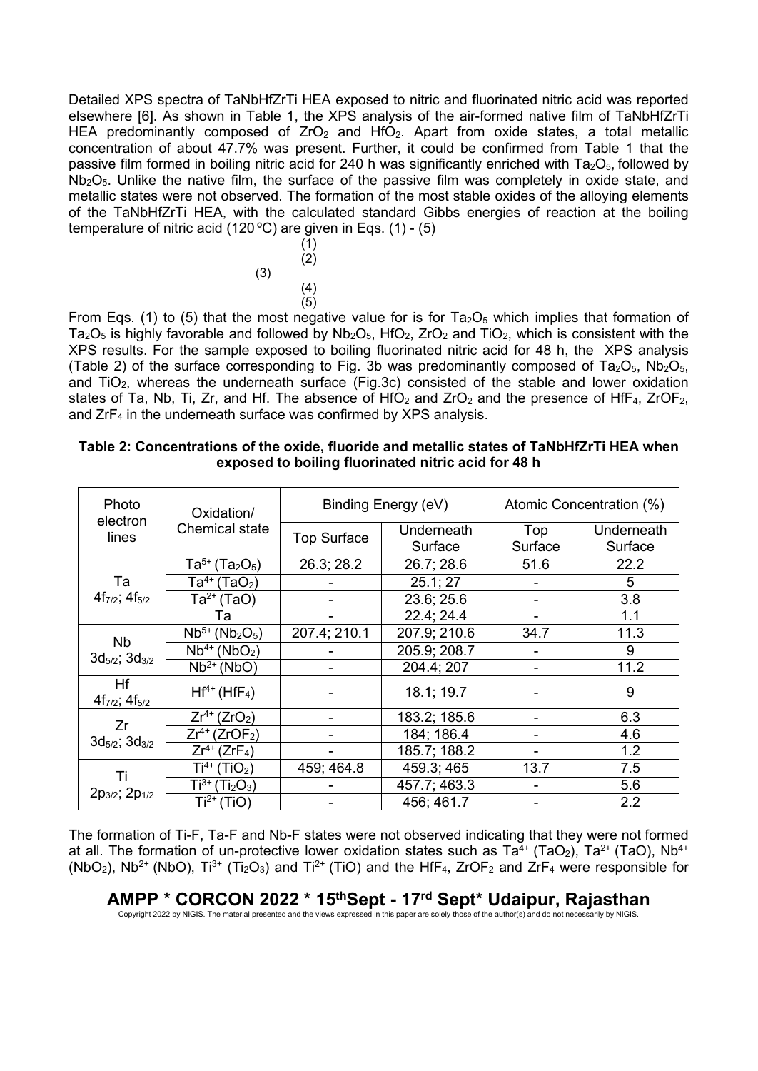Detailed XPS spectra of TaNbHfZrTi HEA exposed to nitric and fluorinated nitric acid was reported elsewhere [6]. As shown in Table 1, the XPS analysis of the air-formed native film of TaNbHfZrTi HEA predominantly composed of $ZrO_2$ and $HfO_2$. Apart from oxide states, a total metallic concentration of about 47.7% was present. Further, it could be confirmed from Table 1 that the passive film formed in boiling nitric acid for 240 h was significantly enriched with $Ta_2O_5$, followed by $Nb_2O_5$. Unlike the native film, the surface of the passive film was completely in oxide state, and metallic states were not observed. The formation of the most stable oxides of the alloying elements of the TaNbHfZrTi HEA, with the calculated standard Gibbs energies of reaction at the boiling temperature of nitric acid (120 ºC) are given in Eqs. (1) - (5)

(1)

(2)

(3)

(4)

(5)

From Eqs. (1) to (5) that the most negative value for is for $Ta_2O_5$ which implies that formation of $Ta_2O_5$ is highly favorable and followed by $Nb_2O_5$, $HfO_2$, $ZrO_2$ and $TiO_2$, which is consistent with the XPS results. For the sample exposed to boiling fluorinated nitric acid for 48 h, the XPS analysis (Table 2) of the surface corresponding to Fig. 3b was predominantly composed of $Ta_2O_5$, $Nb_2O_5$, and $TiO_2$, whereas the underneath surface (Fig.3c) consisted of the stable and lower oxidation states of Ta, Nb, Ti, Zr, and Hf. The absence of $HfO_2$ and $ZrO_2$ and the presence of $HfF_4$, $ZrOF_2$, and $ZrF_4$ in the underneath surface was confirmed by XPS analysis.

**Table 2: Concentrations of the oxide, fluoride and metallic states of TaNbHfZrTi HEA when exposed to boiling fluorinated nitric acid for 48 h**

| Photo electron lines | Oxidation/ Chemical state | Binding Energy (eV) | | Atomic Concentration (%) | |
|---|---|---|---|---|---|
| | | Top Surface | Underneath Surface | Top Surface | Underneath Surface |
| Ta $4f_{7/2}$; $4f_{5/2}$ | $Ta^{5+}$ ($Ta_2O_5$) | 26.3; 28.2 | 26.7; 28.6 | 51.6 | 22.2 |
| | $Ta^{4+}$ ($TaO_2$) | - | 25.1; 27 | - | 5 |
| | $Ta^{2+}$ (TaO) | - | 23.6; 25.6 | - | 3.8 |
| | Ta | - | 22.4; 24.4 | - | 1.1 |
| Nb $3d_{5/2}$; $3d_{3/2}$ | $Nb^{5+}$ ($Nb_2O_5$) | 207.4; 210.1 | 207.9; 210.6 | 34.7 | 11.3 |
| | $Nb^{4+}$ ($NbO_2$) | - | 205.9; 208.7 | - | 9 |
| | $Nb^{2+}$ (NbO) | - | 204.4; 207 | - | 11.2 |
| Hf $4f_{7/2}$; $4f_{5/2}$ | $Hf^{4+}$ ($HfF_4$) | - | 18.1; 19.7 | - | 9 |
| Zr $3d_{5/2}$; $3d_{3/2}$ | $Zr^{4+}$ ($ZrO_2$) | - | 183.2; 185.6 | - | 6.3 |
| | $Zr^{4+}$ ($ZrOF_2$) | - | 184; 186.4 | - | 4.6 |
| | $Zr^{4+}$ ($ZrF_4$) | - | 185.7; 188.2 | - | 1.2 |
| Ti $2p_{3/2}$; $2p_{1/2}$ | $Ti^{4+}$ ($TiO_2$) | 459; 464.8 | 459.3; 465 | 13.7 | 7.5 |
| | $Ti^{3+}$ ($Ti_2O_3$) | - | 457.7; 463.3 | - | 5.6 |
| | $Ti^{2+}$ (TiO) | - | 456; 461.7 | - | 2.2 |

The formation of Ti-F, Ta-F and Nb-F states were not observed indicating that they were not formed at all. The formation of un-protective lower oxidation states such as $Ta^{4+}$ ($TaO_2$), $Ta^{2+}$ (TaO), $Nb^{4+}$ ($NbO_2$), $Nb^{2+}$ (NbO), $Ti^{3+}$ ($Ti_2O_3$) and $Ti^{2+}$ (TiO) and the $HfF_4$, $ZrOF_2$ and $ZrF_4$ were responsible for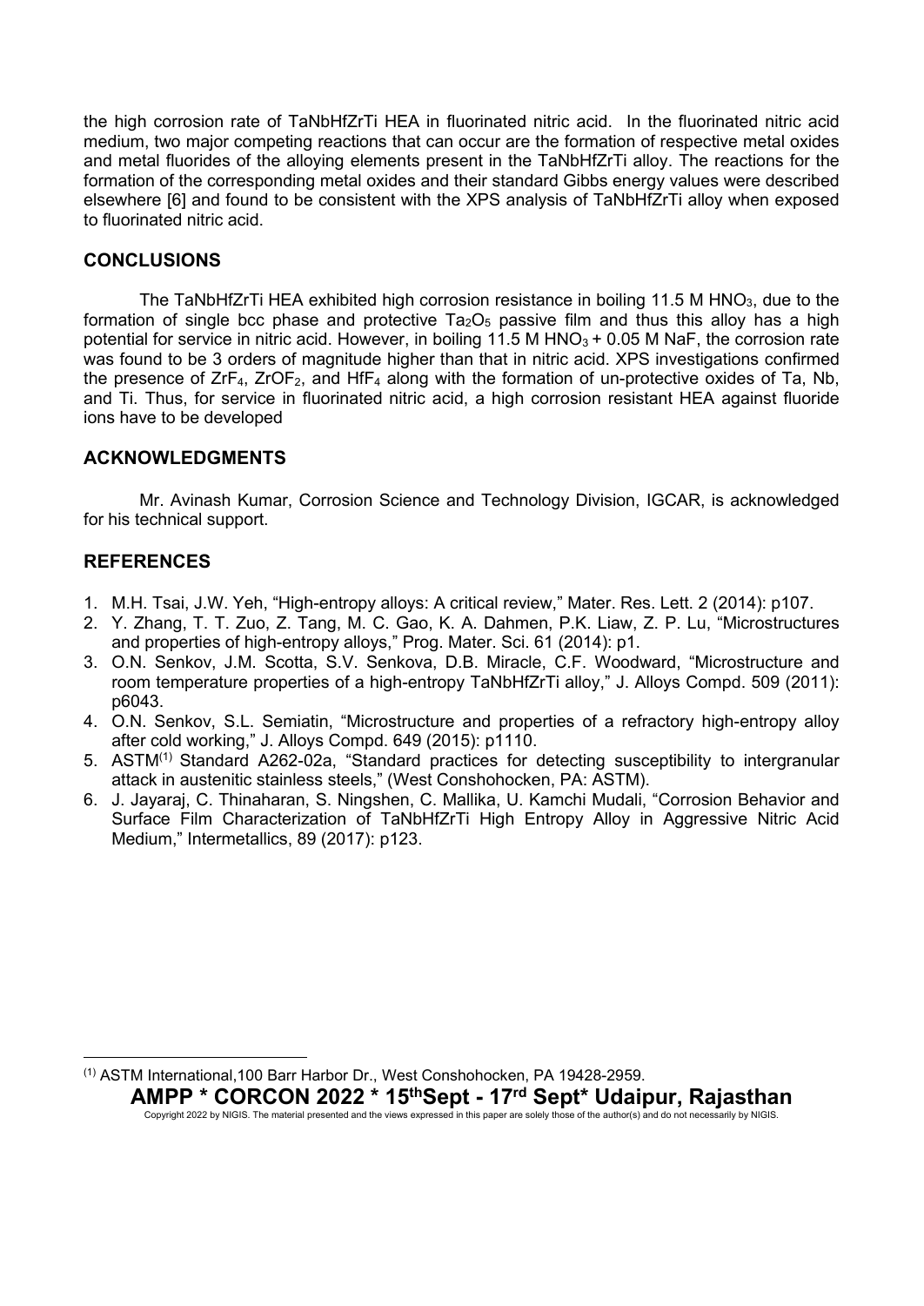the high corrosion rate of TaNbHfZrTi HEA in fluorinated nitric acid. In the fluorinated nitric acid medium, two major competing reactions that can occur are the formation of respective metal oxides and metal fluorides of the alloying elements present in the TaNbHfZrTi alloy. The reactions for the formation of the corresponding metal oxides and their standard Gibbs energy values were described elsewhere [6] and found to be consistent with the XPS analysis of TaNbHfZrTi alloy when exposed to fluorinated nitric acid.

## CONCLUSIONS

The TaNbHfZrTi HEA exhibited high corrosion resistance in boiling 11.5 M $HNO_3$, due to the formation of single bcc phase and protective $Ta_2O_5$ passive film and thus this alloy has a high potential for service in nitric acid. However, in boiling 11.5 M $HNO_3$ + 0.05 M NaF, the corrosion rate was found to be 3 orders of magnitude higher than that in nitric acid. XPS investigations confirmed the presence of $ZrF_4$, $ZrOF_2$, and $HfF_4$ along with the formation of un-protective oxides of Ta, Nb, and Ti. Thus, for service in fluorinated nitric acid, a high corrosion resistant HEA against fluoride ions have to be developed

## ACKNOWLEDGMENTS

Mr. Avinash Kumar, Corrosion Science and Technology Division, IGCAR, is acknowledged for his technical support.

## REFERENCES

1. M.H. Tsai, J.W. Yeh, "High-entropy alloys: A critical review," Mater. Res. Lett. 2 (2014): p107.
2. Y. Zhang, T. T. Zuo, Z. Tang, M. C. Gao, K. A. Dahmen, P.K. Liaw, Z. P. Lu, "Microstructures and properties of high-entropy alloys," Prog. Mater. Sci. 61 (2014): p1.
3. O.N. Senkov, J.M. Scotta, S.V. Senkova, D.B. Miracle, C.F. Woodward, "Microstructure and room temperature properties of a high-entropy TaNbHfZrTi alloy," J. Alloys Compd. 509 (2011): p6043.
4. O.N. Senkov, S.L. Semiatin, "Microstructure and properties of a refractory high-entropy alloy after cold working," J. Alloys Compd. 649 (2015): p1110.
5. ASTM[(1)] Standard A262-02a, "Standard practices for detecting susceptibility to intergranular attack in austenitic stainless steels," (West Conshohocken, PA: ASTM).
6. J. Jayaraj, C. Thinaharan, S. Ningshen, C. Mallika, U. Kamchi Mudali, "Corrosion Behavior and Surface Film Characterization of TaNbHfZrTi High Entropy Alloy in Aggressive Nitric Acid Medium," Intermetallics, 89 (2017): p123.

[(1)] ASTM International,100 Barr Harbor Dr., West Conshohocken, PA 19428-2959.